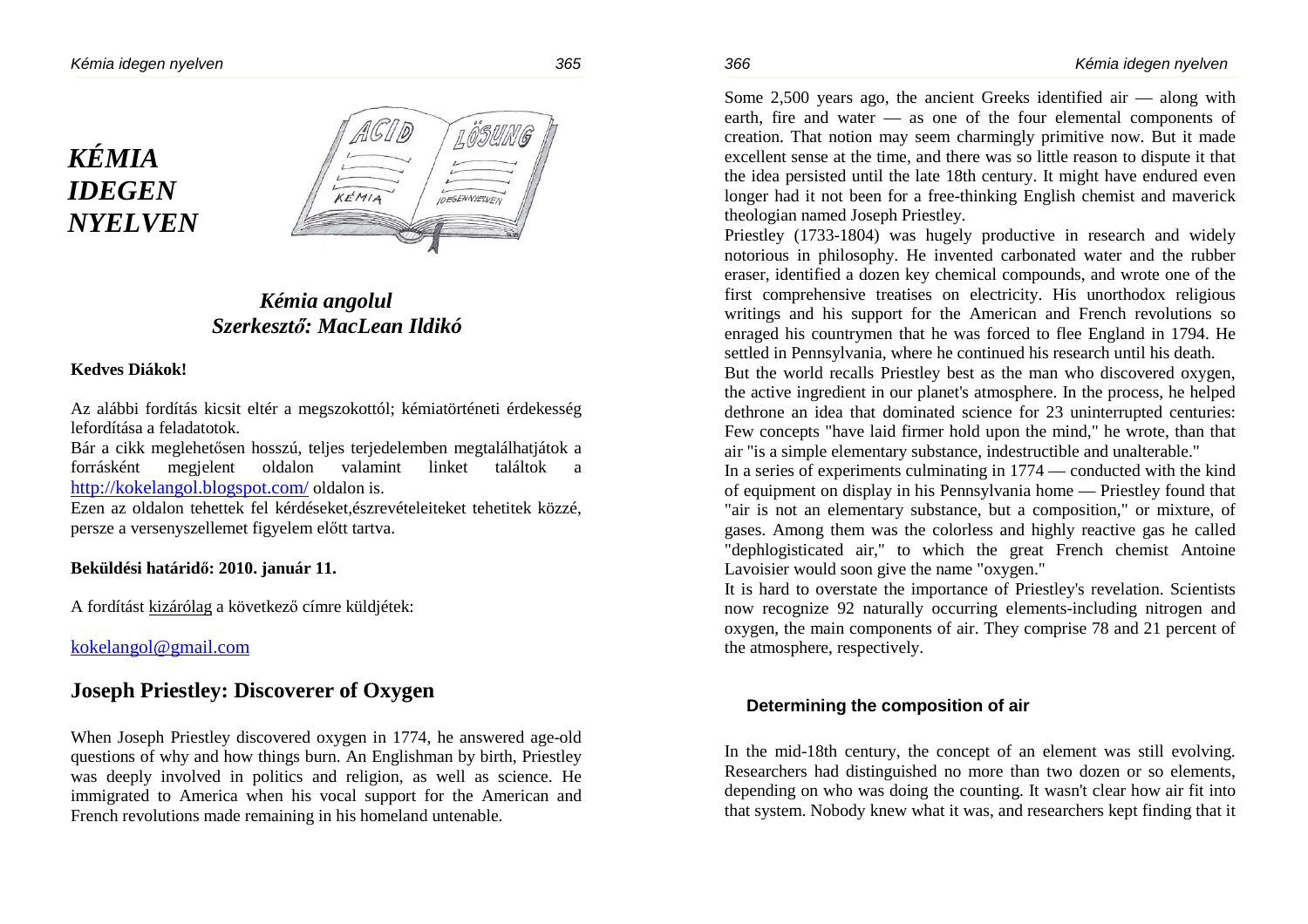# KÉMIA IDEGEN NYELVEN

## *Kémia angolul*
## *Szerkesztő: MacLean Ildikó*

**Kedves Diákok!**

Az alábbi fordítás kicsit eltér a megszokottól; kémiatörténeti érdekesség lefordítása a feladatotok.

Bár a cikk meglehetősen hosszú, teljes terjedelemben megtalálhatjátok a forrásként megjelent oldalon valamint linket találtok a http://kokelangol.blogspot.com/ oldalon is.

Ezen az oldalon tehettek fel kérdéseket,észrevételeiteket tehetitek közzé, persze a versenyszellemet figyelem előtt tartva.

**Beküldési határidő: 2010. január 11.**

A fordítást kizárólag a következő címre küldjétek:

kokelangol@gmail.com

## Joseph Priestley: Discoverer of Oxygen

When Joseph Priestley discovered oxygen in 1774, he answered age-old questions of why and how things burn. An Englishman by birth, Priestley was deeply involved in politics and religion, as well as science. He immigrated to America when his vocal support for the American and French revolutions made remaining in his homeland untenable.

Some 2,500 years ago, the ancient Greeks identified air — along with earth, fire and water — as one of the four elemental components of creation. That notion may seem charmingly primitive now. But it made excellent sense at the time, and there was so little reason to dispute it that the idea persisted until the late 18th century. It might have endured even longer had it not been for a free-thinking English chemist and maverick theologian named Joseph Priestley.

Priestley (1733-1804) was hugely productive in research and widely notorious in philosophy. He invented carbonated water and the rubber eraser, identified a dozen key chemical compounds, and wrote one of the first comprehensive treatises on electricity. His unorthodox religious writings and his support for the American and French revolutions so enraged his countrymen that he was forced to flee England in 1794. He settled in Pennsylvania, where he continued his research until his death.

But the world recalls Priestley best as the man who discovered oxygen, the active ingredient in our planet's atmosphere. In the process, he helped dethrone an idea that dominated science for 23 uninterrupted centuries: Few concepts "have laid firmer hold upon the mind," he wrote, than that air "is a simple elementary substance, indestructible and unalterable."

In a series of experiments culminating in 1774 — conducted with the kind of equipment on display in his Pennsylvania home — Priestley found that "air is not an elementary substance, but a composition," or mixture, of gases. Among them was the colorless and highly reactive gas he called "dephlogisticated air," to which the great French chemist Antoine Lavoisier would soon give the name "oxygen."

It is hard to overstate the importance of Priestley's revelation. Scientists now recognize 92 naturally occurring elements-including nitrogen and oxygen, the main components of air. They comprise 78 and 21 percent of the atmosphere, respectively.

### Determining the composition of air

In the mid-18th century, the concept of an element was still evolving. Researchers had distinguished no more than two dozen or so elements, depending on who was doing the counting. It wasn't clear how air fit into that system. Nobody knew what it was, and researchers kept finding that it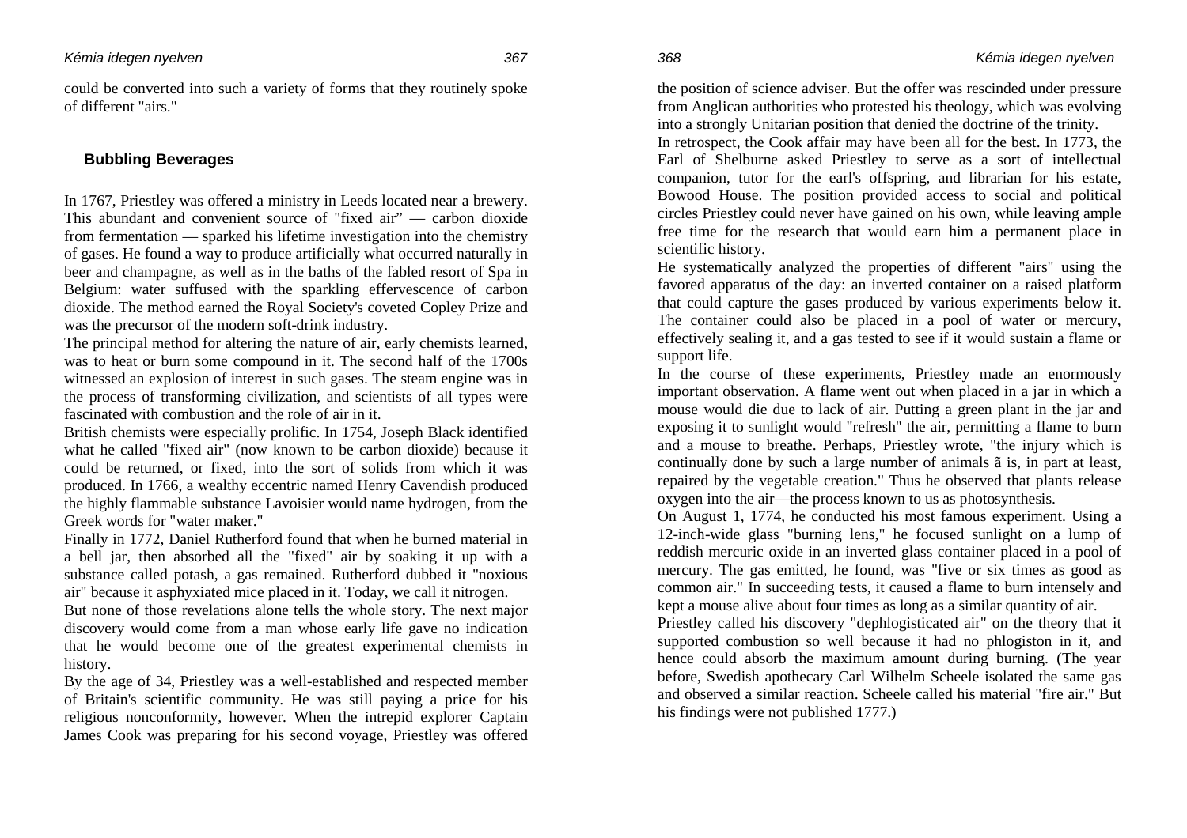could be converted into such a variety of forms that they routinely spoke of different "airs."

## Bubbling Beverages

In 1767, Priestley was offered a ministry in Leeds located near a brewery. This abundant and convenient source of "fixed air" — carbon dioxide from fermentation — sparked his lifetime investigation into the chemistry of gases. He found a way to produce artificially what occurred naturally in beer and champagne, as well as in the baths of the fabled resort of Spa in Belgium: water suffused with the sparkling effervescence of carbon dioxide. The method earned the Royal Society's coveted Copley Prize and was the precursor of the modern soft-drink industry.

The principal method for altering the nature of air, early chemists learned, was to heat or burn some compound in it. The second half of the 1700s witnessed an explosion of interest in such gases. The steam engine was in the process of transforming civilization, and scientists of all types were fascinated with combustion and the role of air in it.

British chemists were especially prolific. In 1754, Joseph Black identified what he called "fixed air" (now known to be carbon dioxide) because it could be returned, or fixed, into the sort of solids from which it was produced. In 1766, a wealthy eccentric named Henry Cavendish produced the highly flammable substance Lavoisier would name hydrogen, from the Greek words for "water maker."

Finally in 1772, Daniel Rutherford found that when he burned material in a bell jar, then absorbed all the "fixed" air by soaking it up with a substance called potash, a gas remained. Rutherford dubbed it "noxious air" because it asphyxiated mice placed in it. Today, we call it nitrogen.

But none of those revelations alone tells the whole story. The next major discovery would come from a man whose early life gave no indication that he would become one of the greatest experimental chemists in history.

By the age of 34, Priestley was a well-established and respected member of Britain's scientific community. He was still paying a price for his religious nonconformity, however. When the intrepid explorer Captain James Cook was preparing for his second voyage, Priestley was offered the position of science adviser. But the offer was rescinded under pressure from Anglican authorities who protested his theology, which was evolving into a strongly Unitarian position that denied the doctrine of the trinity.

In retrospect, the Cook affair may have been all for the best. In 1773, the Earl of Shelburne asked Priestley to serve as a sort of intellectual companion, tutor for the earl's offspring, and librarian for his estate, Bowood House. The position provided access to social and political circles Priestley could never have gained on his own, while leaving ample free time for the research that would earn him a permanent place in scientific history.

He systematically analyzed the properties of different "airs" using the favored apparatus of the day: an inverted container on a raised platform that could capture the gases produced by various experiments below it. The container could also be placed in a pool of water or mercury, effectively sealing it, and a gas tested to see if it would sustain a flame or support life.

In the course of these experiments, Priestley made an enormously important observation. A flame went out when placed in a jar in which a mouse would die due to lack of air. Putting a green plant in the jar and exposing it to sunlight would "refresh" the air, permitting a flame to burn and a mouse to breathe. Perhaps, Priestley wrote, "the injury which is continually done by such a large number of animals ã is, in part at least, repaired by the vegetable creation." Thus he observed that plants release oxygen into the air—the process known to us as photosynthesis.

On August 1, 1774, he conducted his most famous experiment. Using a 12-inch-wide glass "burning lens," he focused sunlight on a lump of reddish mercuric oxide in an inverted glass container placed in a pool of mercury. The gas emitted, he found, was "five or six times as good as common air." In succeeding tests, it caused a flame to burn intensely and kept a mouse alive about four times as long as a similar quantity of air.

Priestley called his discovery "dephlogisticated air" on the theory that it supported combustion so well because it had no phlogiston in it, and hence could absorb the maximum amount during burning. (The year before, Swedish apothecary Carl Wilhelm Scheele isolated the same gas and observed a similar reaction. Scheele called his material "fire air." But his findings were not published 1777.)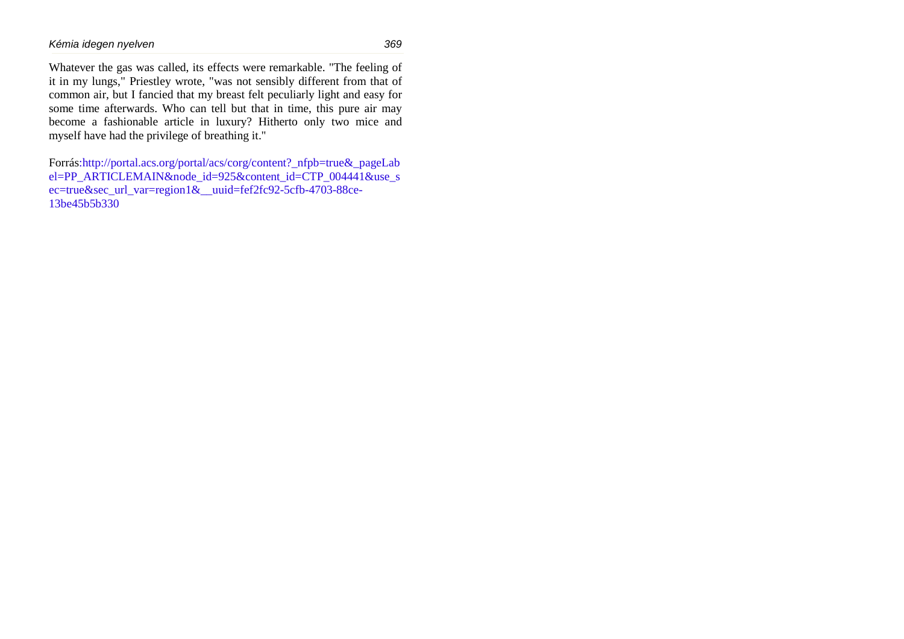Whatever the gas was called, its effects were remarkable. "The feeling of it in my lungs," Priestley wrote, "was not sensibly different from that of common air, but I fancied that my breast felt peculiarly light and easy for some time afterwards. Who can tell but that in time, this pure air may become a fashionable article in luxury? Hitherto only two mice and myself have had the privilege of breathing it."

Forrás:http://portal.acs.org/portal/acs/corg/content?_nfpb=true&_pageLabel=PP_ARTICLEMAIN&node_id=925&content_id=CTP_004441&use_sec=true&sec_url_var=region1&__uuid=fef2fc92-5cfb-4703-88ce-13be45b5b330